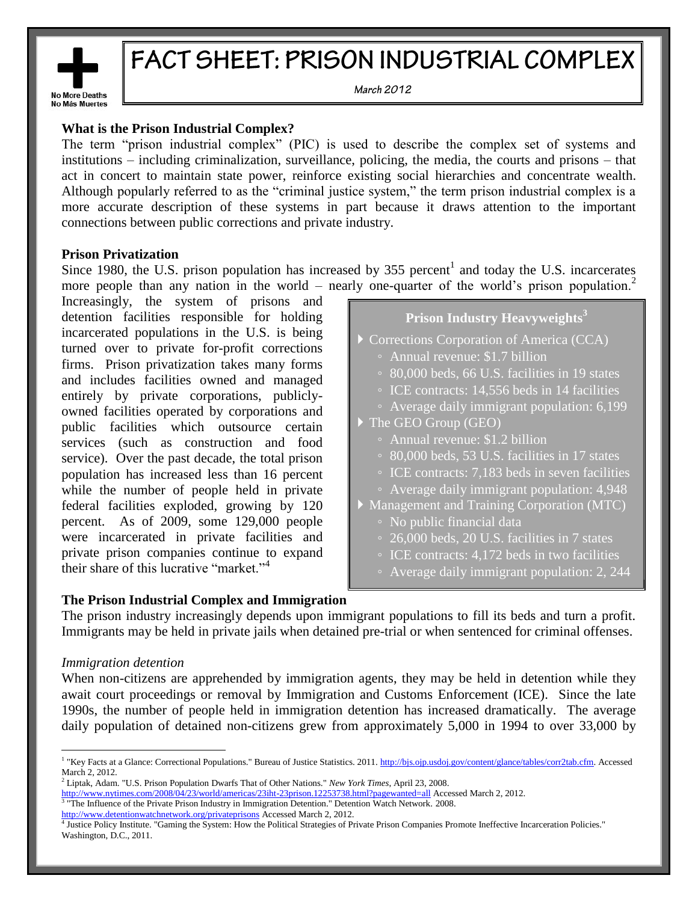No More Deaths
No Más Muertes

# FACT SHEET: PRISON INDUSTRIAL COMPLEX

*March 2012*

### What is the Prison Industrial Complex?

The term "prison industrial complex" (PIC) is used to describe the complex set of systems and institutions – including criminalization, surveillance, policing, the media, the courts and prisons – that act in concert to maintain state power, reinforce existing social hierarchies and concentrate wealth. Although popularly referred to as the "criminal justice system," the term prison industrial complex is a more accurate description of these systems in part because it draws attention to the important connections between public corrections and private industry.

### Prison Privatization

Since 1980, the U.S. prison population has increased by 355 percent[1] and today the U.S. incarcerates more people than any nation in the world – nearly one-quarter of the world's prison population.[2] Increasingly, the system of prisons and detention facilities responsible for holding incarcerated populations in the U.S. is being turned over to private for-profit corrections firms. Prison privatization takes many forms and includes facilities owned and managed entirely by private corporations, publicly-owned facilities operated by corporations and public facilities which outsource certain services (such as construction and food service). Over the past decade, the total prison population has increased less than 16 percent while the number of people held in private federal facilities exploded, growing by 120 percent. As of 2009, some 129,000 people were incarcerated in private facilities and private prison companies continue to expand their share of this lucrative "market."[4]

**Prison Industry Heavyweights[3]**

- Corrections Corporation of America (CCA)
  - Annual revenue: $1.7 billion
  - 80,000 beds, 66 U.S. facilities in 19 states
  - ICE contracts: 14,556 beds in 14 facilities
  - Average daily immigrant population: 6,199
- The GEO Group (GEO)
  - Annual revenue: $1.2 billion
  - 80,000 beds, 53 U.S. facilities in 17 states
  - ICE contracts: 7,183 beds in seven facilities
  - Average daily immigrant population: 4,948
- Management and Training Corporation (MTC)
  - No public financial data
  - 26,000 beds, 20 U.S. facilities in 7 states
  - ICE contracts: 4,172 beds in two facilities
  - Average daily immigrant population: 2, 244

### The Prison Industrial Complex and Immigration

The prison industry increasingly depends upon immigrant populations to fill its beds and turn a profit. Immigrants may be held in private jails when detained pre-trial or when sentenced for criminal offenses.

*Immigration detention*

When non-citizens are apprehended by immigration agents, they may be held in detention while they await court proceedings or removal by Immigration and Customs Enforcement (ICE). Since the late 1990s, the number of people held in immigration detention has increased dramatically. The average daily population of detained non-citizens grew from approximately 5,000 in 1994 to over 33,000 by

---

[1] "Key Facts at a Glance: Correctional Populations." Bureau of Justice Statistics. 2011. http://bjs.ojp.usdoj.gov/content/glance/tables/corr2tab.cfm. Accessed March 2, 2012.

[2] Liptak, Adam. "U.S. Prison Population Dwarfs That of Other Nations." *New York Times*, April 23, 2008. http://www.nytimes.com/2008/04/23/world/americas/23iht-23prison.12253738.html?pagewanted=all Accessed March 2, 2012.

[3] "The Influence of the Private Prison Industry in Immigration Detention." Detention Watch Network. 2008. http://www.detentionwatchnetwork.org/privateprisons Accessed March 2, 2012.

[4] Justice Policy Institute. "Gaming the System: How the Political Strategies of Private Prison Companies Promote Ineffective Incarceration Policies." Washington, D.C., 2011.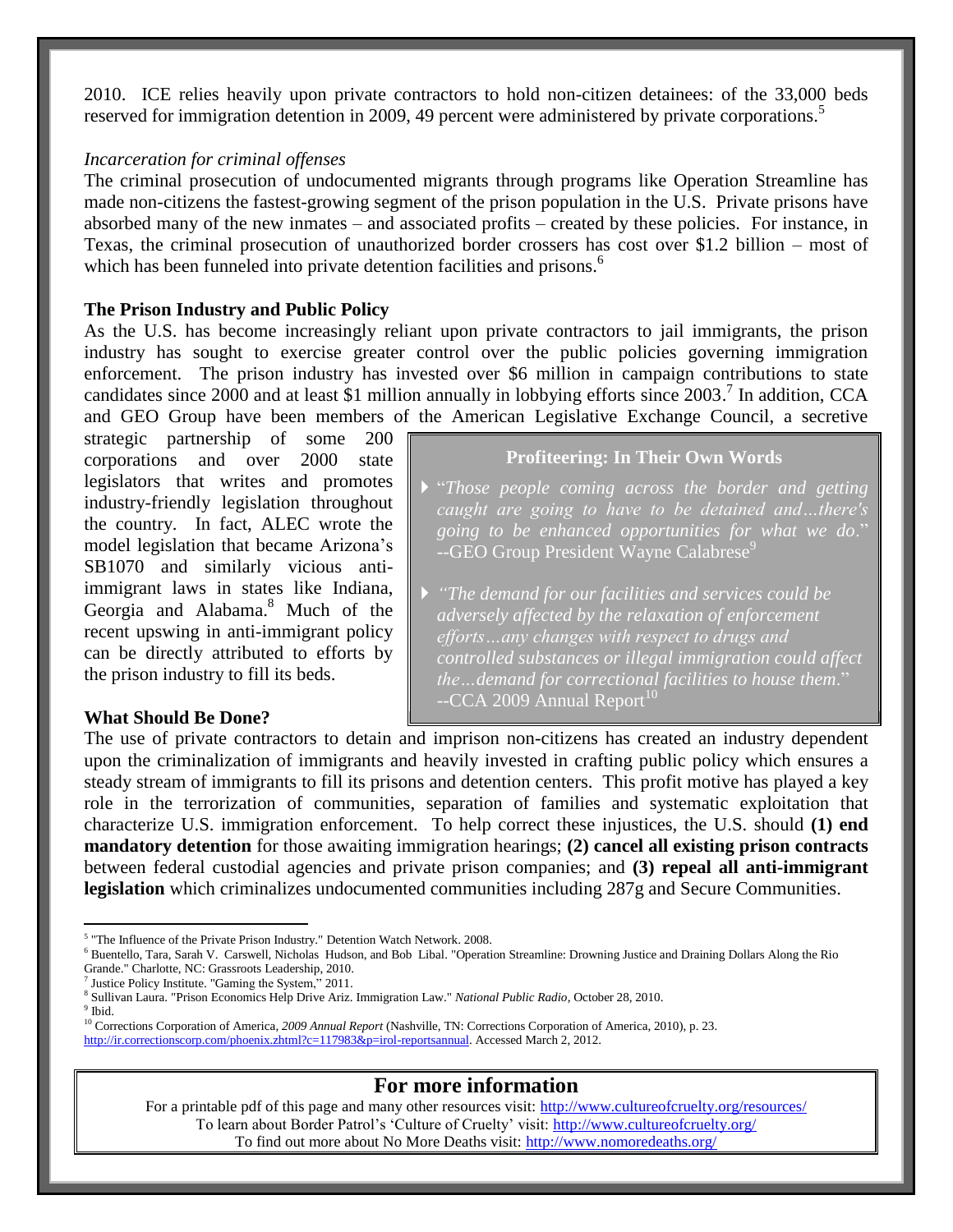2010. ICE relies heavily upon private contractors to hold non-citizen detainees: of the 33,000 beds reserved for immigration detention in 2009, 49 percent were administered by private corporations.[5]

*Incarceration for criminal offenses*

The criminal prosecution of undocumented migrants through programs like Operation Streamline has made non-citizens the fastest-growing segment of the prison population in the U.S. Private prisons have absorbed many of the new inmates – and associated profits – created by these policies. For instance, in Texas, the criminal prosecution of unauthorized border crossers has cost over $1.2 billion – most of which has been funneled into private detention facilities and prisons.[6]

**The Prison Industry and Public Policy**

As the U.S. has become increasingly reliant upon private contractors to jail immigrants, the prison industry has sought to exercise greater control over the public policies governing immigration enforcement. The prison industry has invested over $6 million in campaign contributions to state candidates since 2000 and at least $1 million annually in lobbying efforts since 2003.[7] In addition, CCA and GEO Group have been members of the American Legislative Exchange Council, a secretive strategic partnership of some 200 corporations and over 2000 state legislators that writes and promotes industry-friendly legislation throughout the country. In fact, ALEC wrote the model legislation that became Arizona's SB1070 and similarly vicious anti-immigrant laws in states like Indiana, Georgia and Alabama.[8] Much of the recent upswing in anti-immigrant policy can be directly attributed to efforts by the prison industry to fill its beds.

**Profiteering: In Their Own Words**

- "*Those people coming across the border and getting caught are going to have to be detained and…there's going to be enhanced opportunities for what we do*." --GEO Group President Wayne Calabrese[9]
- *"The demand for our facilities and services could be adversely affected by the relaxation of enforcement efforts…any changes with respect to drugs and controlled substances or illegal immigration could affect the…demand for correctional facilities to house them*." --CCA 2009 Annual Report[10]

**What Should Be Done?**

The use of private contractors to detain and imprison non-citizens has created an industry dependent upon the criminalization of immigrants and heavily invested in crafting public policy which ensures a steady stream of immigrants to fill its prisons and detention centers. This profit motive has played a key role in the terrorization of communities, separation of families and systematic exploitation that characterize U.S. immigration enforcement. To help correct these injustices, the U.S. should **(1) end mandatory detention** for those awaiting immigration hearings; **(2) cancel all existing prison contracts** between federal custodial agencies and private prison companies; and **(3) repeal all anti-immigrant legislation** which criminalizes undocumented communities including 287g and Secure Communities.

---

[5] "The Influence of the Private Prison Industry." Detention Watch Network. 2008.

[6] Buentello, Tara, Sarah V. Carswell, Nicholas Hudson, and Bob Libal. "Operation Streamline: Drowning Justice and Draining Dollars Along the Rio Grande." Charlotte, NC: Grassroots Leadership, 2010.

[7] Justice Policy Institute. "Gaming the System," 2011.

[8] Sullivan Laura. "Prison Economics Help Drive Ariz. Immigration Law." *National Public Radio*, October 28, 2010.

[9] Ibid.

[10] Corrections Corporation of America, *2009 Annual Report* (Nashville, TN: Corrections Corporation of America, 2010), p. 23. http://ir.correctionscorp.com/phoenix.zhtml?c=117983&p=irol-reportsannual. Accessed March 2, 2012.

## For more information

For a printable pdf of this page and many other resources visit: http://www.cultureofcruelty.org/resources/

To learn about Border Patrol's 'Culture of Cruelty' visit: http://www.cultureofcruelty.org/

To find out more about No More Deaths visit: http://www.nomoredeaths.org/